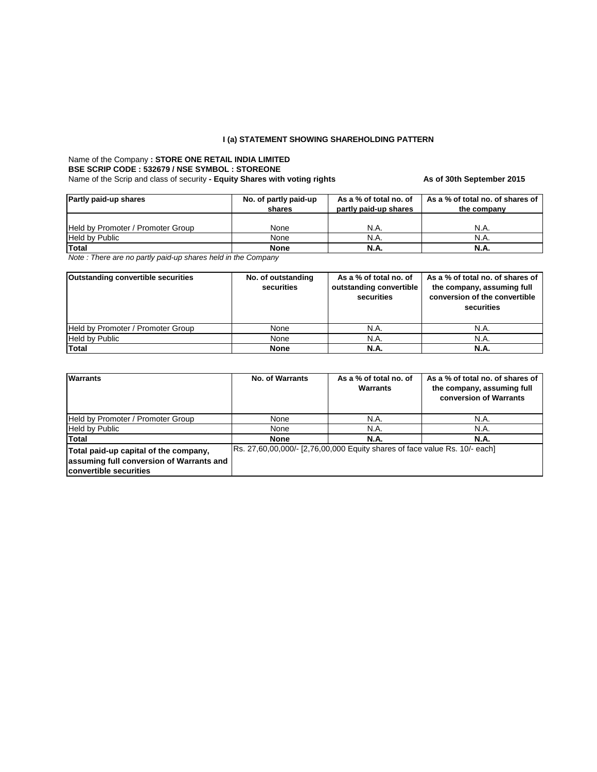## I (a) STATEMENT SHOWING SHAREHOLDING PATTERN

Name of the Company **: STORE ONE RETAIL INDIA LIMITED**
**BSE SCRIP CODE : 532679 / NSE SYMBOL : STOREONE**
Name of the Scrip and class of security **- Equity Shares with voting rights** **As of 30th September 2015**

| Partly paid-up shares | No. of partly paid-up shares | As a % of total no. of partly paid-up shares | As a % of total no. of shares of the company |
|---|---|---|---|
| Held by Promoter / Promoter Group | None | N.A. | N.A. |
| Held by Public | None | N.A. | N.A. |
| **Total** | **None** | **N.A.** | **N.A.** |

*Note : There are no partly paid-up shares held in the Company*

| Outstanding convertible securities | No. of outstanding securities | As a % of total no. of outstanding convertible securities | As a % of total no. of shares of the company, assuming full conversion of the convertible securities |
|---|---|---|---|
| Held by Promoter / Promoter Group | None | N.A. | N.A. |
| Held by Public | None | N.A. | N.A. |
| **Total** | **None** | **N.A.** | **N.A.** |

| Warrants | No. of Warrants | As a % of total no. of Warrants | As a % of total no. of shares of the company, assuming full conversion of Warrants |
|---|---|---|---|
| Held by Promoter / Promoter Group | None | N.A. | N.A. |
| Held by Public | None | N.A. | N.A. |
| **Total** | **None** | **N.A.** | **N.A.** |
| **Total paid-up capital of the company, assuming full conversion of Warrants and convertible securities** | Rs. 27,60,00,000/- [2,76,00,000 Equity shares of face value Rs. 10/- each] | | |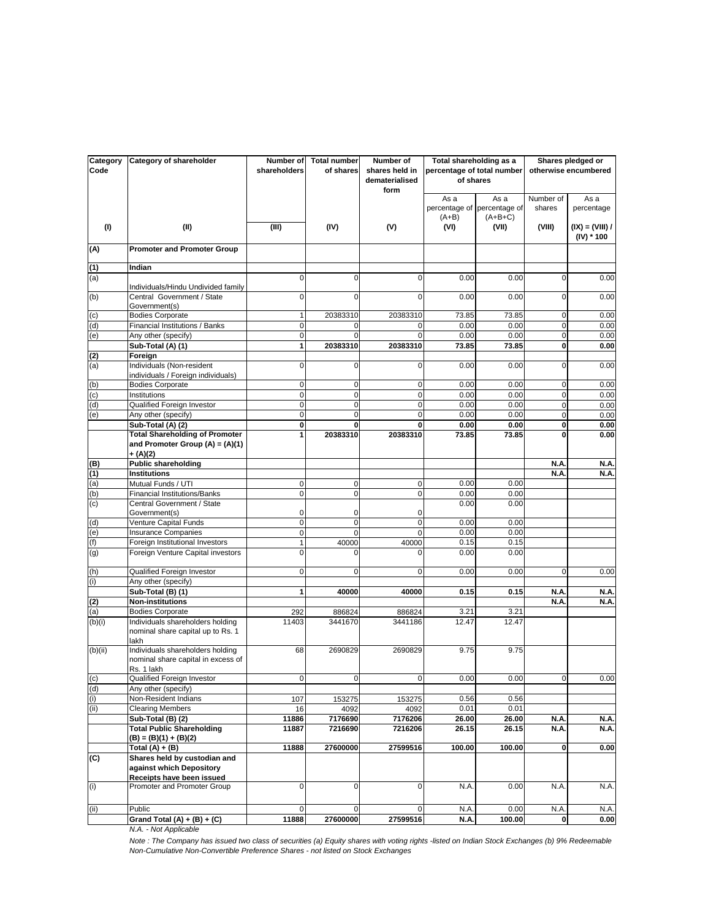| Category Code | Category of shareholder | Number of shareholders | Total number of shares | Number of shares held in dematerialised form | Total shareholding as a percentage of total number of shares | | Shares pledged or otherwise encumbered | |
|---|---|---|---|---|---|---|---|---|
| | | | | | As a percentage of (A+B) | As a percentage of (A+B+C) | Number of shares | As a percentage |
| (I) | (II) | (III) | (IV) | (V) | (VI) | (VII) | (VIII) | (IX) = (VIII) / (IV) * 100 |
| **(A)** | **Promoter and Promoter Group** | | | | | | | |
| **(1)** | **Indian** | | | | | | | |
| (a) | Individuals/Hindu Undivided family | 0 | 0 | 0 | 0.00 | 0.00 | 0 | 0.00 |
| (b) | Central Government / State Government(s) | 0 | 0 | 0 | 0.00 | 0.00 | 0 | 0.00 |
| (c) | Bodies Corporate | 1 | 20383310 | 20383310 | 73.85 | 73.85 | 0 | 0.00 |
| (d) | Financial Institutions / Banks | 0 | 0 | 0 | 0.00 | 0.00 | 0 | 0.00 |
| (e) | Any other (specify) | 0 | 0 | 0 | 0.00 | 0.00 | 0 | 0.00 |
| | **Sub-Total (A) (1)** | **1** | **20383310** | **20383310** | **73.85** | **73.85** | **0** | **0.00** |
| **(2)** | **Foreign** | | | | | | | |
| (a) | Individuals (Non-resident individuals / Foreign individuals) | 0 | 0 | 0 | 0.00 | 0.00 | 0 | 0.00 |
| (b) | Bodies Corporate | 0 | 0 | 0 | 0.00 | 0.00 | 0 | 0.00 |
| (c) | Institutions | 0 | 0 | 0 | 0.00 | 0.00 | 0 | 0.00 |
| (d) | Qualified Foreign Investor | 0 | 0 | 0 | 0.00 | 0.00 | 0 | 0.00 |
| (e) | Any other (specify) | 0 | 0 | 0 | 0.00 | 0.00 | 0 | 0.00 |
| | **Sub-Total (A) (2)** | **0** | **0** | **0** | **0.00** | **0.00** | **0** | **0.00** |
| | **Total Shareholding of Promoter and Promoter Group (A) = (A)(1) + (A)(2)** | **1** | **20383310** | **20383310** | **73.85** | **73.85** | **0** | **0.00** |
| **(B)** | **Public shareholding** | | | | | | **N.A.** | **N.A.** |
| **(1)** | **Institutions** | | | | | | **N.A.** | **N.A.** |
| (a) | Mutual Funds / UTI | 0 | 0 | 0 | 0.00 | 0.00 | | |
| (b) | Financial Institutions/Banks | 0 | 0 | 0 | 0.00 | 0.00 | | |
| (c) | Central Government / State Government(s) | 0 | 0 | 0 | 0.00 | 0.00 | | |
| (d) | Venture Capital Funds | 0 | 0 | 0 | 0.00 | 0.00 | | |
| (e) | Insurance Companies | 0 | 0 | 0 | 0.00 | 0.00 | | |
| (f) | Foreign Institutional Investors | 1 | 40000 | 40000 | 0.15 | 0.15 | | |
| (g) | Foreign Venture Capital investors | 0 | 0 | 0 | 0.00 | 0.00 | | |
| (h) | Qualified Foreign Investor | 0 | 0 | 0 | 0.00 | 0.00 | 0 | 0.00 |
| (i) | Any other (specify) | | | | | | | |
| | **Sub-Total (B) (1)** | **1** | **40000** | **40000** | **0.15** | **0.15** | **N.A.** | **N.A.** |
| **(2)** | **Non-institutions** | | | | | | **N.A.** | **N.A.** |
| (a) | Bodies Corporate | 292 | 886824 | 886824 | 3.21 | 3.21 | | |
| (b)(i) | Individuals shareholders holding nominal share capital up to Rs. 1 lakh | 11403 | 3441670 | 3441186 | 12.47 | 12.47 | | |
| (b)(ii) | Individuals shareholders holding nominal share capital in excess of Rs. 1 lakh | 68 | 2690829 | 2690829 | 9.75 | 9.75 | | |
| (c) | Qualified Foreign Investor | 0 | 0 | 0 | 0.00 | 0.00 | 0 | 0.00 |
| (d) | Any other (specify) | | | | | | | |
| (i) | Non-Resident Indians | 107 | 153275 | 153275 | 0.56 | 0.56 | | |
| (ii) | Clearing Members | 16 | 4092 | 4092 | 0.01 | 0.01 | | |
| | **Sub-Total (B) (2)** | **11886** | **7176690** | **7176206** | **26.00** | **26.00** | **N.A.** | **N.A.** |
| | **Total Public Shareholding (B) = (B)(1) + (B)(2)** | **11887** | **7216690** | **7216206** | **26.15** | **26.15** | **N.A.** | **N.A.** |
| | **Total (A) + (B)** | **11888** | **27600000** | **27599516** | **100.00** | **100.00** | **0** | **0.00** |
| **(C)** | **Shares held by custodian and against which Depository Receipts have been issued** | | | | | | | |
| (i) | Promoter and Promoter Group | 0 | 0 | 0 | N.A. | 0.00 | N.A. | N.A. |
| (ii) | Public | 0 | 0 | 0 | N.A. | 0.00 | N.A. | N.A. |
| | **Grand Total (A) + (B) + (C)** | **11888** | **27600000** | **27599516** | **N.A.** | **100.00** | **0** | **0.00** |

*N.A. - Not Applicable*

*Note : The Company has issued two class of securities (a) Equity shares with voting rights -listed on Indian Stock Exchanges (b) 9% Redeemable Non-Cumulative Non-Convertible Preference Shares - not listed on Stock Exchanges*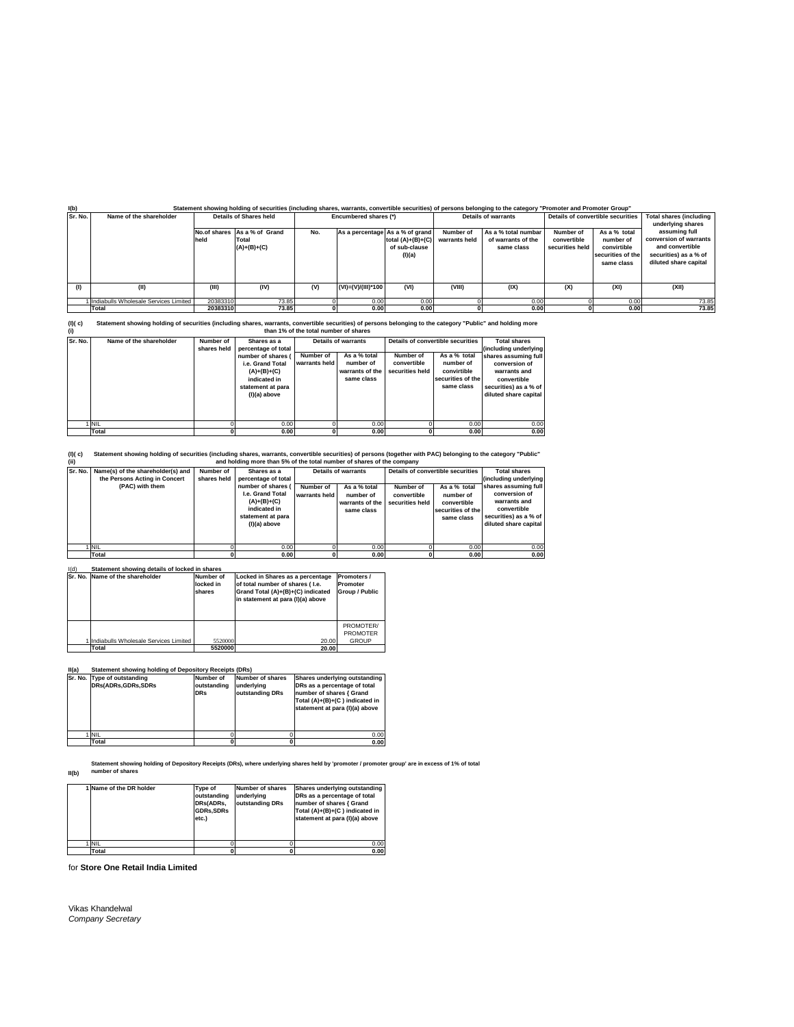**I(b) Statement showing holding of securities (including shares, warrants, convertible securities) of persons belonging to the category "Promoter and Promoter Group"**

| Sr. No. | Name of the shareholder | Details of Shares held | | Encumbered shares (*) | | | Details of warrants | | Details of convertible securities | | Total shares (including underlying shares assuming full conversion of warrants and convertible securities) as a % of diluted share capital |
|---|---|---|---|---|---|---|---|---|---|---|---|
| | | No.of shares held | As a % of Grand Total (A)+(B)+(C) | No. | As a percentage | As a % of grand total (A)+(B)+(C) of sub-clause (I)(a) | Number of warrants held | As a % total numbar of warrants of the same class | Number of convertible securities held | As a % total number of convirtible securities of the same class | |
| (I) | (II) | (III) | (IV) | (V) | (VI)=(V)/(III)*100 | (VI) | (VIII) | (IX) | (X) | (XI) | (XII) |
| 1 | Indiabulls Wholesale Services Limited | 20383310 | 73.85 | 0 | 0.00 | 0.00 | 0 | 0.00 | 0 | 0.00 | 73.85 |
| | **Total** | **20383310** | **73.85** | **0** | **0.00** | **0.00** | **0** | **0.00** | **0** | **0.00** | **73.85** |

**(I)( c) (i) Statement showing holding of securities (including shares, warrants, convertible securities) of persons belonging to the category "Public" and holding more than 1% of the total number of shares**

| Sr. No. | Name of the shareholder | Number of shares held | Shares as a percentage of total number of shares ( i.e. Grand Total (A)+(B)+(C) indicated in statement at para (I)(a) above | Details of warrants | | Details of convertible securities | | Total shares (including underlying shares assuming full conversion of warrants and convertible securities) as a % of diluted share capital |
|---|---|---|---|---|---|---|---|---|
| | | | | Number of warrants held | As a % total number of warrants of the same class | Number of convertible securities held | As a % total number of convirtible securities of the same class | |
| 1 | NIL | 0 | 0.00 | 0 | 0.00 | 0 | 0.00 | 0.00 |
| | **Total** | **0** | **0.00** | **0** | **0.00** | **0** | **0.00** | **0.00** |

**(I)( c) (ii) Statement showing holding of securities (including shares, warrants, convertible securities) of persons (together with PAC) belonging to the category "Public" and holding more than 5% of the total number of shares of the company**

| Sr. No. | Name(s) of the shareholder(s) and the Persons Acting in Concert (PAC) with them | Number of shares held | Shares as a percentage of total number of shares ( i.e. Grand Total (A)+(B)+(C) indicated in statement at para (I)(a) above | Details of warrants | | Details of convertible securities | | Total shares (including underlying shares assuming full conversion of warrants and convertible securities) as a % of diluted share capital |
|---|---|---|---|---|---|---|---|---|
| | | | | Number of warrants held | As a % total number of warrants of the same class | Number of convertible securities held | As a % total number of convertible securities of the same class | |
| 1 | NIL | 0 | 0.00 | 0 | 0.00 | 0 | 0.00 | 0.00 |
| | **Total** | **0** | **0.00** | **0** | **0.00** | **0** | **0.00** | **0.00** |

**I(d) Statement showing details of locked in shares**

| Sr. No. | Name of the shareholder | Number of locked in shares | Locked in Shares as a percentage of total number of shares ( I.e. Grand Total (A)+(B)+(C) indicated in statement at para (I)(a) above | Promoters / Promoter Group / Public |
|---|---|---|---|---|
| 1 | Indiabulls Wholesale Services Limited | 5520000 | 20.00 | PROMOTER/ PROMOTER GROUP |
| | **Total** | **5520000** | **20.00** | |

**II(a) Statement showing holding of Depository Receipts (DRs)**

| Sr. No. | Type of outstanding DRs(ADRs,GDRs,SDRs | Number of outstanding DRs | Number of shares underlying outstanding DRs | Shares underlying outstanding DRs as a percentage of total number of shares { Grand Total (A)+(B)+(C ) indicated in statement at para (I)(a) above |
|---|---|---|---|---|
| 1 | NIL | 0 | 0 | 0.00 |
| | **Total** | **0** | **0** | **0.00** |

**II(b) Statement showing holding of Depository Receipts (DRs), where underlying shares held by 'promoter / promoter group' are in excess of 1% of total number of shares**

| 1 | Name of the DR holder | Type of outstanding DRs(ADRs, GDRs,SDRs etc.) | Number of shares underlying outstanding DRs | Shares underlying outstanding DRs as a percentage of total number of shares { Grand Total (A)+(B)+(C ) indicated in statement at para (I)(a) above |
|---|---|---|---|---|
| 1 | NIL | 0 | 0 | 0.00 |
| | **Total** | **0** | **0** | **0.00** |

for **Store One Retail India Limited**

Vikas Khandelwal
*Company Secretary*